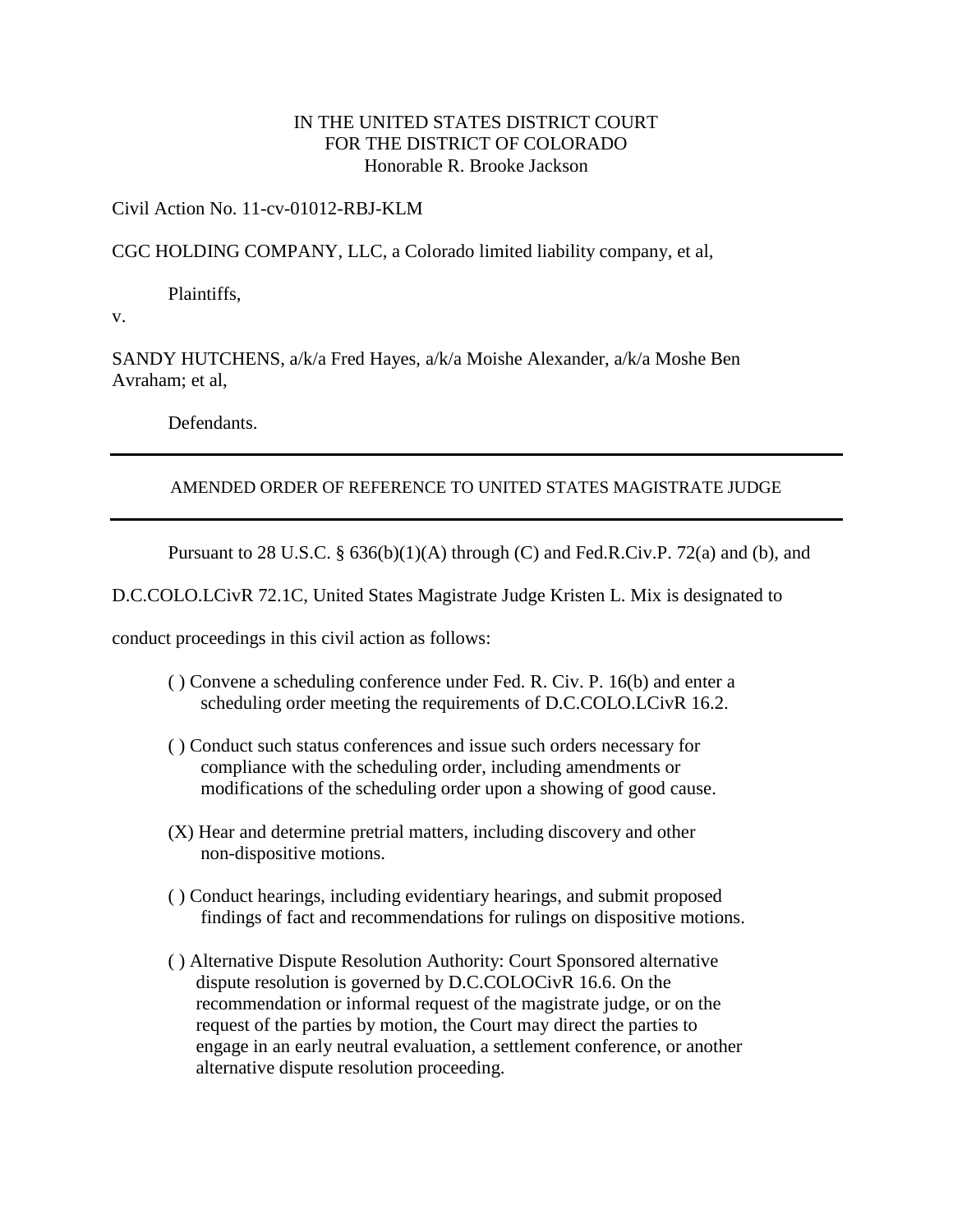IN THE UNITED STATES DISTRICT COURT
FOR THE DISTRICT OF COLORADO
Honorable R. Brooke Jackson

Civil Action No. 11-cv-01012-RBJ-KLM

CGC HOLDING COMPANY, LLC, a Colorado limited liability company, et al,

Plaintiffs,

v.

SANDY HUTCHENS, a/k/a Fred Hayes, a/k/a Moishe Alexander, a/k/a Moshe Ben Avraham; et al,

Defendants.

---

AMENDED ORDER OF REFERENCE TO UNITED STATES MAGISTRATE JUDGE

---

Pursuant to 28 U.S.C. § 636(b)(1)(A) through (C) and Fed.R.Civ.P. 72(a) and (b), and D.C.COLO.LCivR 72.1C, United States Magistrate Judge Kristen L. Mix is designated to conduct proceedings in this civil action as follows:

( ) Convene a scheduling conference under Fed. R. Civ. P. 16(b) and enter a scheduling order meeting the requirements of D.C.COLO.LCivR 16.2.

( ) Conduct such status conferences and issue such orders necessary for compliance with the scheduling order, including amendments or modifications of the scheduling order upon a showing of good cause.

(X) Hear and determine pretrial matters, including discovery and other non-dispositive motions.

( ) Conduct hearings, including evidentiary hearings, and submit proposed findings of fact and recommendations for rulings on dispositive motions.

( ) Alternative Dispute Resolution Authority: Court Sponsored alternative dispute resolution is governed by D.C.COLOCivR 16.6. On the recommendation or informal request of the magistrate judge, or on the request of the parties by motion, the Court may direct the parties to engage in an early neutral evaluation, a settlement conference, or another alternative dispute resolution proceeding.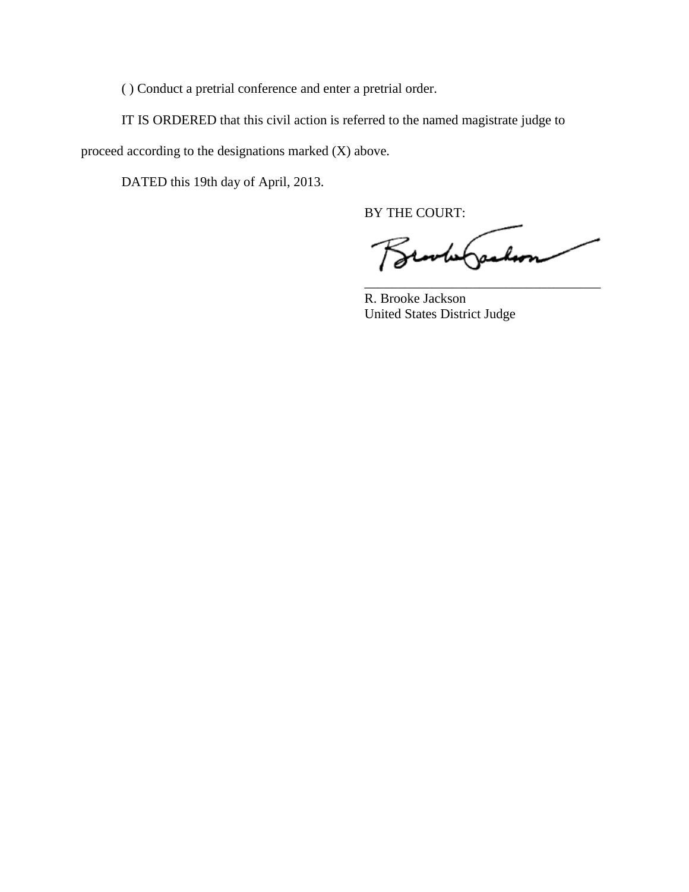( ) Conduct a pretrial conference and enter a pretrial order.

IT IS ORDERED that this civil action is referred to the named magistrate judge to proceed according to the designations marked (X) above.

DATED this 19th day of April, 2013.

BY THE COURT:

___________________________________
R. Brooke Jackson
United States District Judge